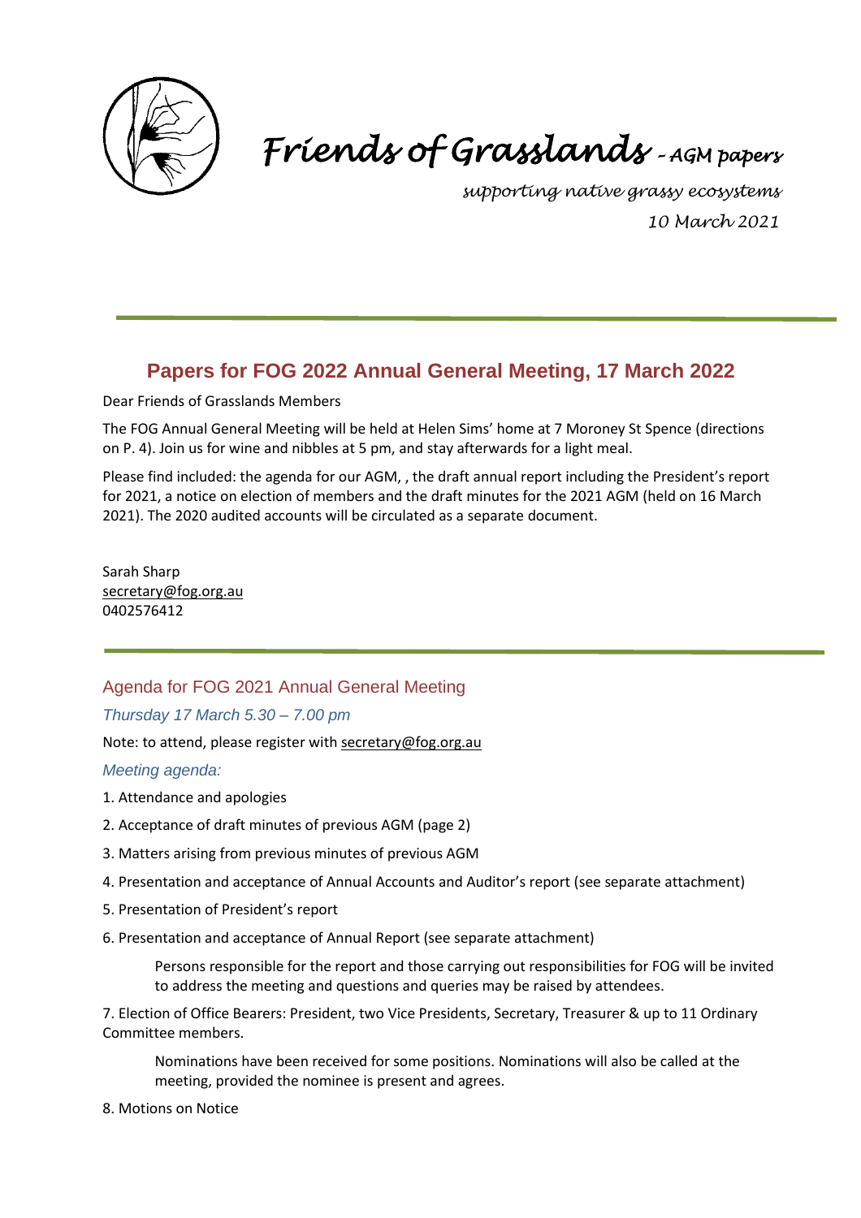# *Friends of Grasslands – AGM papers*

*supporting native grassy ecosystems*

*10 March 2021*

## Papers for FOG 2022 Annual General Meeting, 17 March 2022

Dear Friends of Grasslands Members

The FOG Annual General Meeting will be held at Helen Sims' home at 7 Moroney St Spence (directions on P. 4). Join us for wine and nibbles at 5 pm, and stay afterwards for a light meal.

Please find included: the agenda for our AGM, , the draft annual report including the President's report for 2021, a notice on election of members and the draft minutes for the 2021 AGM (held on 16 March 2021). The 2020 audited accounts will be circulated as a separate document.

Sarah Sharp
secretary@fog.org.au
0402576412

### Agenda for FOG 2021 Annual General Meeting

*Thursday 17 March 5.30 – 7.00 pm*

Note: to attend, please register with secretary@fog.org.au

*Meeting agenda:*

1. Attendance and apologies
2. Acceptance of draft minutes of previous AGM (page 2)
3. Matters arising from previous minutes of previous AGM
4. Presentation and acceptance of Annual Accounts and Auditor's report (see separate attachment)
5. Presentation of President's report
6. Presentation and acceptance of Annual Report (see separate attachment)

   Persons responsible for the report and those carrying out responsibilities for FOG will be invited to address the meeting and questions and queries may be raised by attendees.

7. Election of Office Bearers: President, two Vice Presidents, Secretary, Treasurer & up to 11 Ordinary Committee members.

   Nominations have been received for some positions. Nominations will also be called at the meeting, provided the nominee is present and agrees.

8. Motions on Notice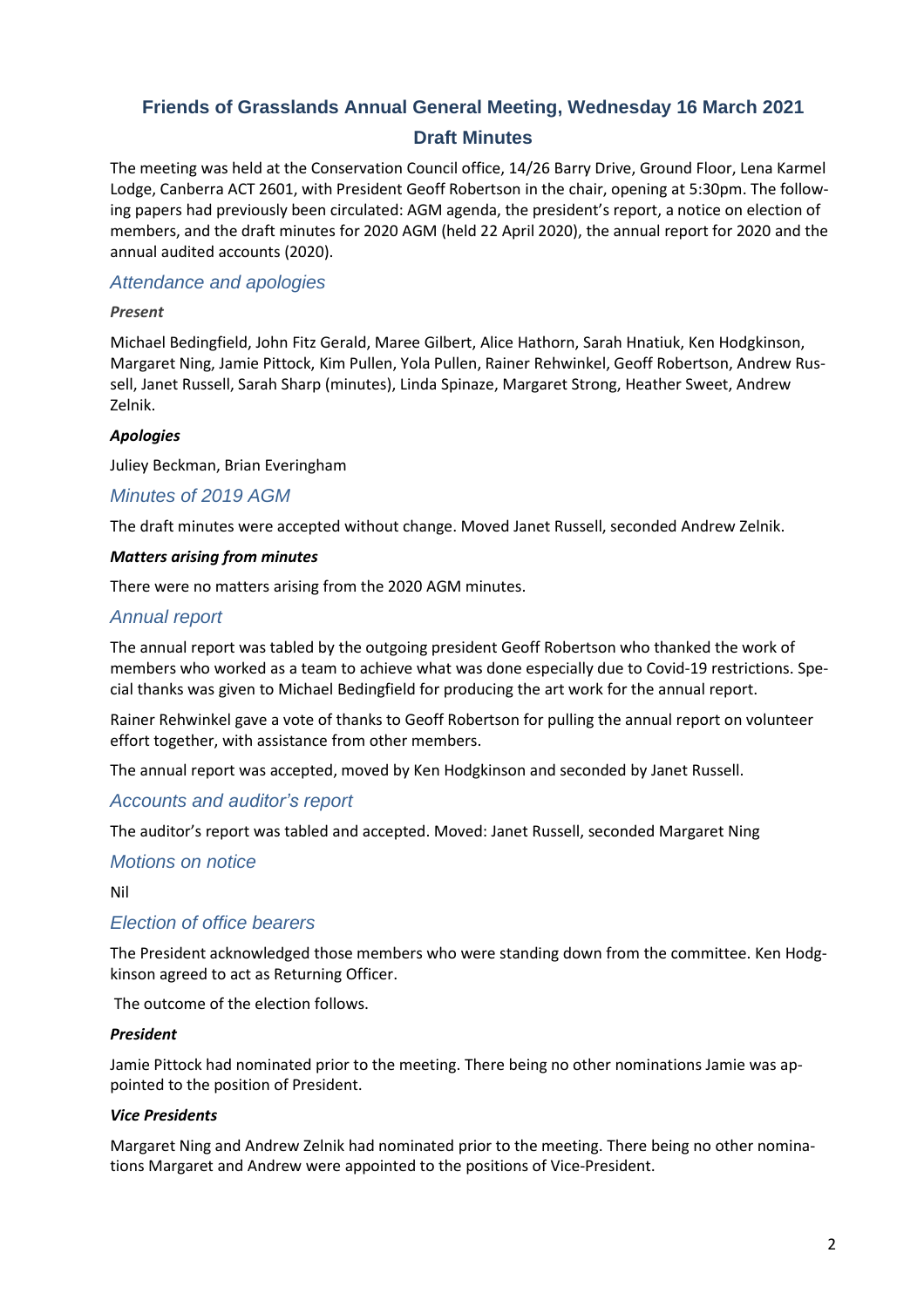# Friends of Grasslands Annual General Meeting, Wednesday 16 March 2021

## Draft Minutes

The meeting was held at the Conservation Council office, 14/26 Barry Drive, Ground Floor, Lena Karmel Lodge, Canberra ACT 2601, with President Geoff Robertson in the chair, opening at 5:30pm. The following papers had previously been circulated: AGM agenda, the president's report, a notice on election of members, and the draft minutes for 2020 AGM (held 22 April 2020), the annual report for 2020 and the annual audited accounts (2020).

### *Attendance and apologies*

***Present***

Michael Bedingfield, John Fitz Gerald, Maree Gilbert, Alice Hathorn, Sarah Hnatiuk, Ken Hodgkinson, Margaret Ning, Jamie Pittock, Kim Pullen, Yola Pullen, Rainer Rehwinkel, Geoff Robertson, Andrew Russell, Janet Russell, Sarah Sharp (minutes), Linda Spinaze, Margaret Strong, Heather Sweet, Andrew Zelnik.

***Apologies***

Juliey Beckman, Brian Everingham

### *Minutes of 2019 AGM*

The draft minutes were accepted without change. Moved Janet Russell, seconded Andrew Zelnik.

***Matters arising from minutes***

There were no matters arising from the 2020 AGM minutes.

### *Annual report*

The annual report was tabled by the outgoing president Geoff Robertson who thanked the work of members who worked as a team to achieve what was done especially due to Covid-19 restrictions. Special thanks was given to Michael Bedingfield for producing the art work for the annual report.

Rainer Rehwinkel gave a vote of thanks to Geoff Robertson for pulling the annual report on volunteer effort together, with assistance from other members.

The annual report was accepted, moved by Ken Hodgkinson and seconded by Janet Russell.

### *Accounts and auditor's report*

The auditor's report was tabled and accepted. Moved: Janet Russell, seconded Margaret Ning

### *Motions on notice*

Nil

### *Election of office bearers*

The President acknowledged those members who were standing down from the committee. Ken Hodgkinson agreed to act as Returning Officer.

The outcome of the election follows.

***President***

Jamie Pittock had nominated prior to the meeting. There being no other nominations Jamie was appointed to the position of President.

***Vice Presidents***

Margaret Ning and Andrew Zelnik had nominated prior to the meeting. There being no other nominations Margaret and Andrew were appointed to the positions of Vice-President.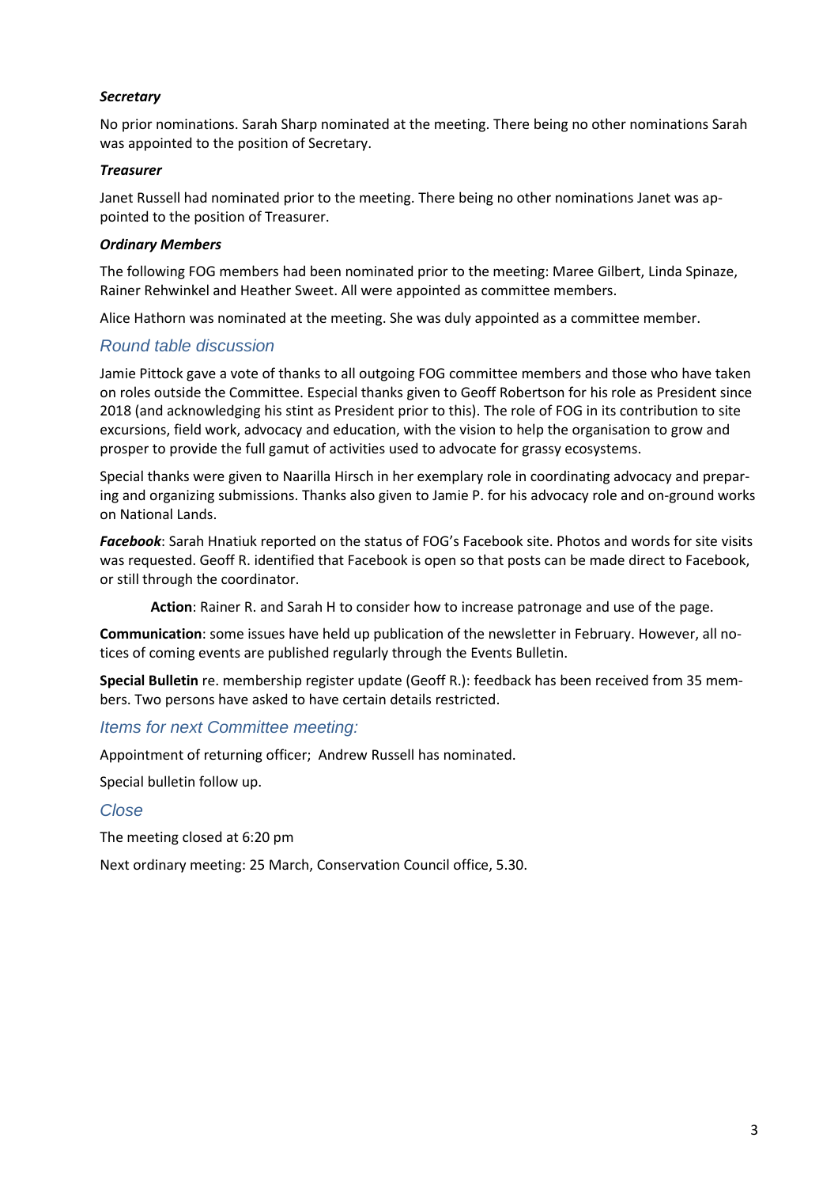#### *Secretary*

No prior nominations. Sarah Sharp nominated at the meeting. There being no other nominations Sarah was appointed to the position of Secretary.

#### *Treasurer*

Janet Russell had nominated prior to the meeting. There being no other nominations Janet was appointed to the position of Treasurer.

#### *Ordinary Members*

The following FOG members had been nominated prior to the meeting: Maree Gilbert, Linda Spinaze, Rainer Rehwinkel and Heather Sweet. All were appointed as committee members.

Alice Hathorn was nominated at the meeting. She was duly appointed as a committee member.

### *Round table discussion*

Jamie Pittock gave a vote of thanks to all outgoing FOG committee members and those who have taken on roles outside the Committee. Especial thanks given to Geoff Robertson for his role as President since 2018 (and acknowledging his stint as President prior to this). The role of FOG in its contribution to site excursions, field work, advocacy and education, with the vision to help the organisation to grow and prosper to provide the full gamut of activities used to advocate for grassy ecosystems.

Special thanks were given to Naarilla Hirsch in her exemplary role in coordinating advocacy and preparing and organizing submissions. Thanks also given to Jamie P. for his advocacy role and on-ground works on National Lands.

***Facebook***: Sarah Hnatiuk reported on the status of FOG's Facebook site. Photos and words for site visits was requested. Geoff R. identified that Facebook is open so that posts can be made direct to Facebook, or still through the coordinator.

> **Action**: Rainer R. and Sarah H to consider how to increase patronage and use of the page.

**Communication**: some issues have held up publication of the newsletter in February. However, all notices of coming events are published regularly through the Events Bulletin.

**Special Bulletin** re. membership register update (Geoff R.): feedback has been received from 35 members. Two persons have asked to have certain details restricted.

### *Items for next Committee meeting:*

Appointment of returning officer; Andrew Russell has nominated.

Special bulletin follow up.

### *Close*

The meeting closed at 6:20 pm

Next ordinary meeting: 25 March, Conservation Council office, 5.30.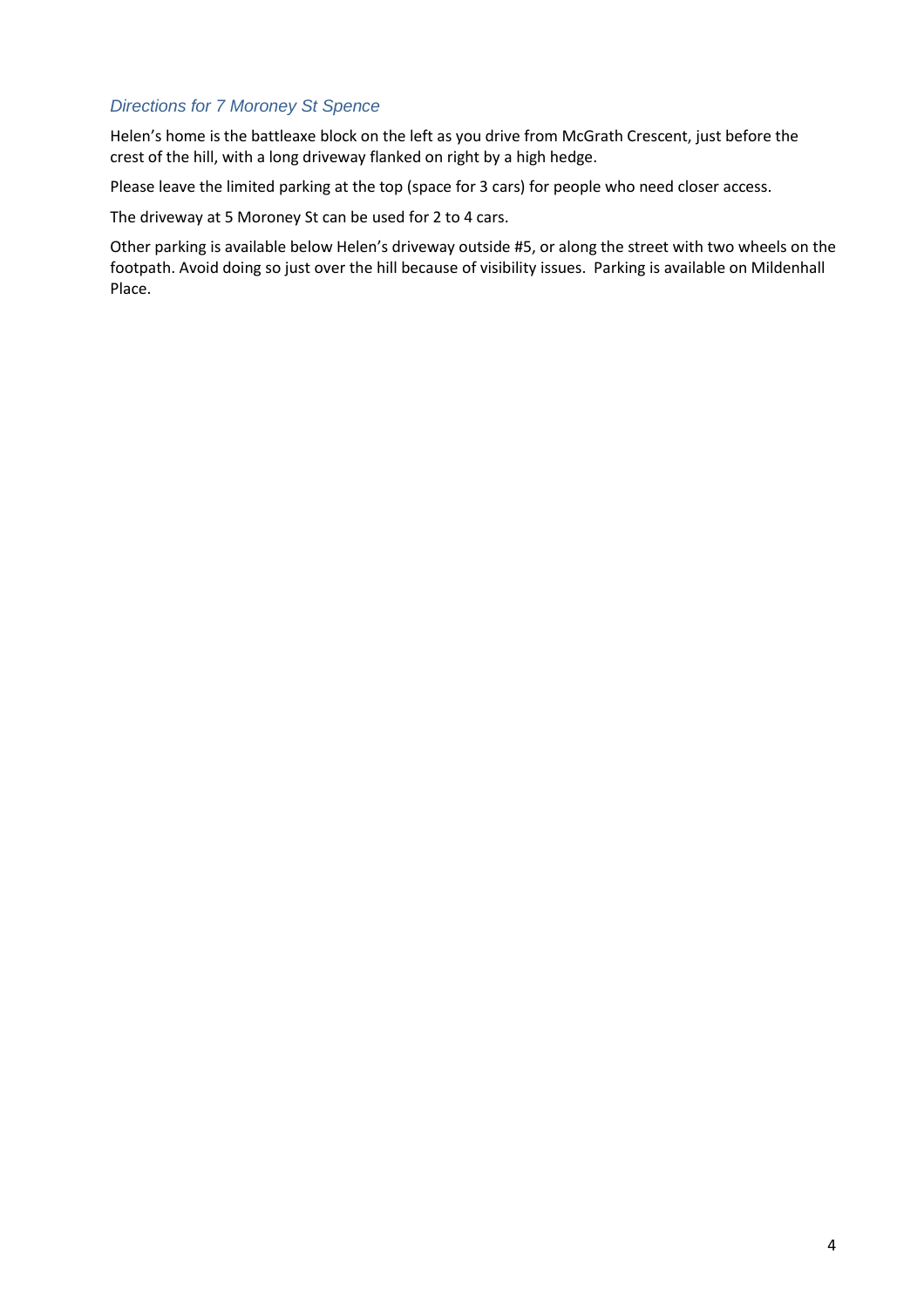### *Directions for 7 Moroney St Spence*

Helen's home is the battleaxe block on the left as you drive from McGrath Crescent, just before the crest of the hill, with a long driveway flanked on right by a high hedge.

Please leave the limited parking at the top (space for 3 cars) for people who need closer access.

The driveway at 5 Moroney St can be used for 2 to 4 cars.

Other parking is available below Helen's driveway outside #5, or along the street with two wheels on the footpath. Avoid doing so just over the hill because of visibility issues. Parking is available on Mildenhall Place.